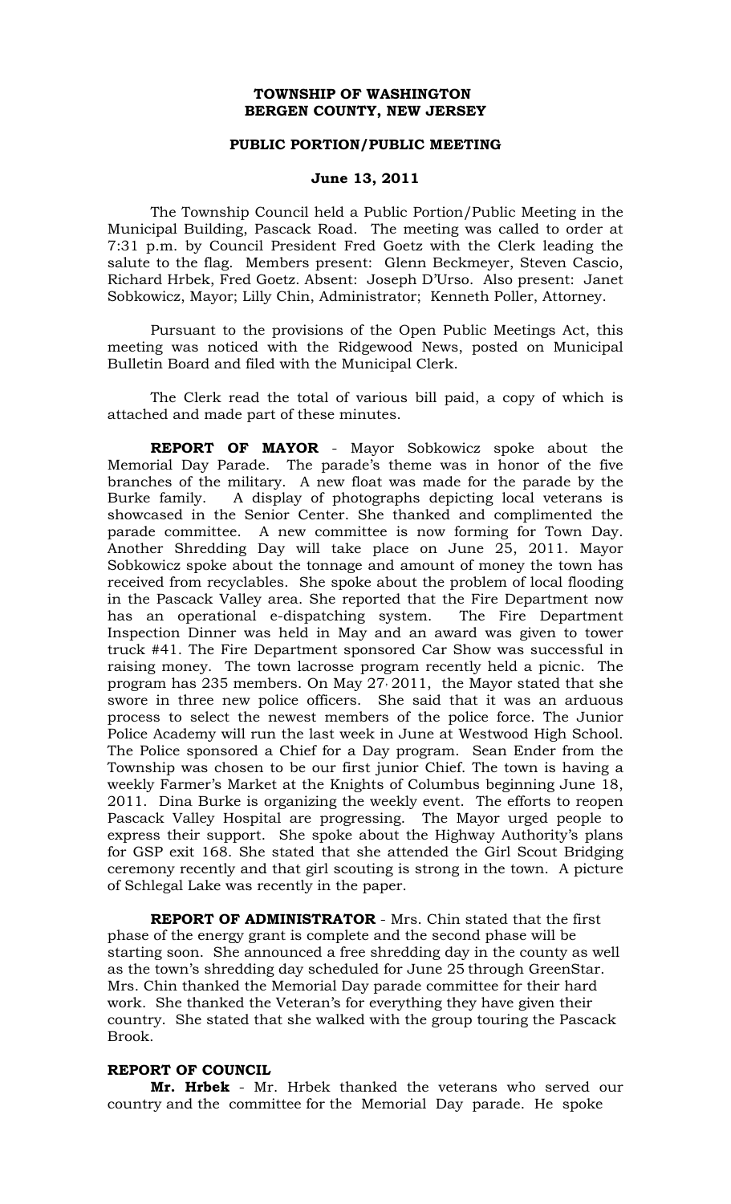# TOWNSHIP OF WASHINGTON
# BERGEN COUNTY, NEW JERSEY

## PUBLIC PORTION/PUBLIC MEETING

### June 13, 2011

The Township Council held a Public Portion/Public Meeting in the Municipal Building, Pascack Road. The meeting was called to order at 7:31 p.m. by Council President Fred Goetz with the Clerk leading the salute to the flag. Members present: Glenn Beckmeyer, Steven Cascio, Richard Hrbek, Fred Goetz. Absent: Joseph D'Urso. Also present: Janet Sobkowicz, Mayor; Lilly Chin, Administrator; Kenneth Poller, Attorney.

Pursuant to the provisions of the Open Public Meetings Act, this meeting was noticed with the Ridgewood News, posted on Municipal Bulletin Board and filed with the Municipal Clerk.

The Clerk read the total of various bill paid, a copy of which is attached and made part of these minutes.

**REPORT OF MAYOR** - Mayor Sobkowicz spoke about the Memorial Day Parade. The parade's theme was in honor of the five branches of the military. A new float was made for the parade by the Burke family. A display of photographs depicting local veterans is showcased in the Senior Center. She thanked and complimented the parade committee. A new committee is now forming for Town Day. Another Shredding Day will take place on June 25, 2011. Mayor Sobkowicz spoke about the tonnage and amount of money the town has received from recyclables. She spoke about the problem of local flooding in the Pascack Valley area. She reported that the Fire Department now has an operational e-dispatching system. The Fire Department Inspection Dinner was held in May and an award was given to tower truck #41. The Fire Department sponsored Car Show was successful in raising money. The town lacrosse program recently held a picnic. The program has 235 members. On May 27, 2011, the Mayor stated that she swore in three new police officers. She said that it was an arduous process to select the newest members of the police force. The Junior Police Academy will run the last week in June at Westwood High School. The Police sponsored a Chief for a Day program. Sean Ender from the Township was chosen to be our first junior Chief. The town is having a weekly Farmer's Market at the Knights of Columbus beginning June 18, 2011. Dina Burke is organizing the weekly event. The efforts to reopen Pascack Valley Hospital are progressing. The Mayor urged people to express their support. She spoke about the Highway Authority's plans for GSP exit 168. She stated that she attended the Girl Scout Bridging ceremony recently and that girl scouting is strong in the town. A picture of Schlegal Lake was recently in the paper.

**REPORT OF ADMINISTRATOR** - Mrs. Chin stated that the first phase of the energy grant is complete and the second phase will be starting soon. She announced a free shredding day in the county as well as the town's shredding day scheduled for June 25 through GreenStar. Mrs. Chin thanked the Memorial Day parade committee for their hard work. She thanked the Veteran's for everything they have given their country. She stated that she walked with the group touring the Pascack Brook.

**REPORT OF COUNCIL**

**Mr. Hrbek** - Mr. Hrbek thanked the veterans who served our country and the committee for the Memorial Day parade. He spoke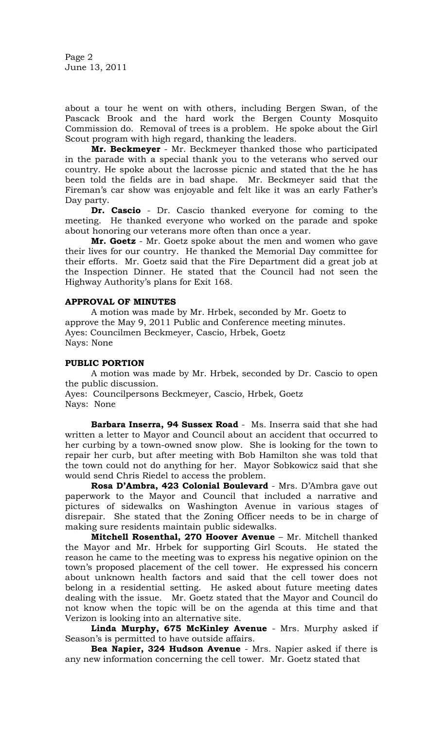about a tour he went on with others, including Bergen Swan, of the Pascack Brook and the hard work the Bergen County Mosquito Commission do. Removal of trees is a problem. He spoke about the Girl Scout program with high regard, thanking the leaders.

**Mr. Beckmeyer** - Mr. Beckmeyer thanked those who participated in the parade with a special thank you to the veterans who served our country. He spoke about the lacrosse picnic and stated that the he has been told the fields are in bad shape. Mr. Beckmeyer said that the Fireman's car show was enjoyable and felt like it was an early Father's Day party.

**Dr. Cascio** - Dr. Cascio thanked everyone for coming to the meeting. He thanked everyone who worked on the parade and spoke about honoring our veterans more often than once a year.

**Mr. Goetz** - Mr. Goetz spoke about the men and women who gave their lives for our country. He thanked the Memorial Day committee for their efforts. Mr. Goetz said that the Fire Department did a great job at the Inspection Dinner. He stated that the Council had not seen the Highway Authority's plans for Exit 168.

**APPROVAL OF MINUTES**

A motion was made by Mr. Hrbek, seconded by Mr. Goetz to approve the May 9, 2011 Public and Conference meeting minutes.
Ayes: Councilmen Beckmeyer, Cascio, Hrbek, Goetz
Nays: None

**PUBLIC PORTION**

A motion was made by Mr. Hrbek, seconded by Dr. Cascio to open the public discussion.
Ayes: Councilpersons Beckmeyer, Cascio, Hrbek, Goetz
Nays: None

**Barbara Inserra, 94 Sussex Road** - Ms. Inserra said that she had written a letter to Mayor and Council about an accident that occurred to her curbing by a town-owned snow plow. She is looking for the town to repair her curb, but after meeting with Bob Hamilton she was told that the town could not do anything for her. Mayor Sobkowicz said that she would send Chris Riedel to access the problem.

**Rosa D'Ambra, 423 Colonial Boulevard** - Mrs. D'Ambra gave out paperwork to the Mayor and Council that included a narrative and pictures of sidewalks on Washington Avenue in various stages of disrepair. She stated that the Zoning Officer needs to be in charge of making sure residents maintain public sidewalks.

**Mitchell Rosenthal, 270 Hoover Avenue** – Mr. Mitchell thanked the Mayor and Mr. Hrbek for supporting Girl Scouts. He stated the reason he came to the meeting was to express his negative opinion on the town's proposed placement of the cell tower. He expressed his concern about unknown health factors and said that the cell tower does not belong in a residential setting. He asked about future meeting dates dealing with the issue. Mr. Goetz stated that the Mayor and Council do not know when the topic will be on the agenda at this time and that Verizon is looking into an alternative site.

**Linda Murphy, 675 McKinley Avenue** - Mrs. Murphy asked if Season's is permitted to have outside affairs.

**Bea Napier, 324 Hudson Avenue** - Mrs. Napier asked if there is any new information concerning the cell tower. Mr. Goetz stated that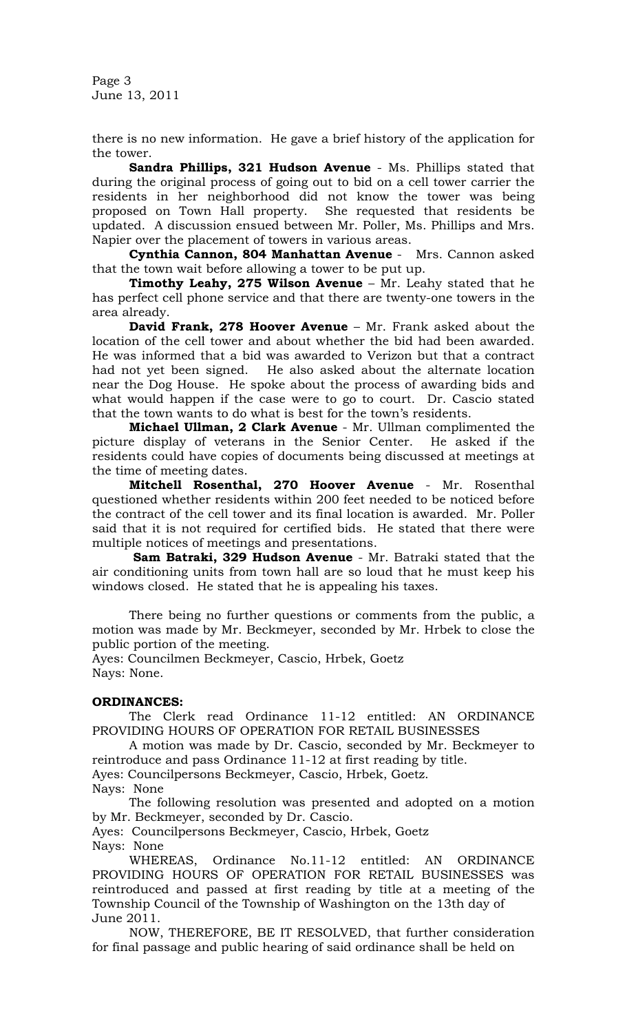there is no new information. He gave a brief history of the application for the tower.

**Sandra Phillips, 321 Hudson Avenue** - Ms. Phillips stated that during the original process of going out to bid on a cell tower carrier the residents in her neighborhood did not know the tower was being proposed on Town Hall property. She requested that residents be updated. A discussion ensued between Mr. Poller, Ms. Phillips and Mrs. Napier over the placement of towers in various areas.

**Cynthia Cannon, 804 Manhattan Avenue** - Mrs. Cannon asked that the town wait before allowing a tower to be put up.

**Timothy Leahy, 275 Wilson Avenue** – Mr. Leahy stated that he has perfect cell phone service and that there are twenty-one towers in the area already.

**David Frank, 278 Hoover Avenue** – Mr. Frank asked about the location of the cell tower and about whether the bid had been awarded. He was informed that a bid was awarded to Verizon but that a contract had not yet been signed. He also asked about the alternate location near the Dog House. He spoke about the process of awarding bids and what would happen if the case were to go to court. Dr. Cascio stated that the town wants to do what is best for the town's residents.

**Michael Ullman, 2 Clark Avenue** - Mr. Ullman complimented the picture display of veterans in the Senior Center. He asked if the residents could have copies of documents being discussed at meetings at the time of meeting dates.

**Mitchell Rosenthal, 270 Hoover Avenue** - Mr. Rosenthal questioned whether residents within 200 feet needed to be noticed before the contract of the cell tower and its final location is awarded. Mr. Poller said that it is not required for certified bids. He stated that there were multiple notices of meetings and presentations.

**Sam Batraki, 329 Hudson Avenue** - Mr. Batraki stated that the air conditioning units from town hall are so loud that he must keep his windows closed. He stated that he is appealing his taxes.

There being no further questions or comments from the public, a motion was made by Mr. Beckmeyer, seconded by Mr. Hrbek to close the public portion of the meeting.

Ayes: Councilmen Beckmeyer, Cascio, Hrbek, Goetz
Nays: None.

**ORDINANCES:**

The Clerk read Ordinance 11-12 entitled: AN ORDINANCE PROVIDING HOURS OF OPERATION FOR RETAIL BUSINESSES

A motion was made by Dr. Cascio, seconded by Mr. Beckmeyer to reintroduce and pass Ordinance 11-12 at first reading by title.

Ayes: Councilpersons Beckmeyer, Cascio, Hrbek, Goetz.
Nays: None

The following resolution was presented and adopted on a motion by Mr. Beckmeyer, seconded by Dr. Cascio.

Ayes: Councilpersons Beckmeyer, Cascio, Hrbek, Goetz
Nays: None

WHEREAS, Ordinance No.11-12 entitled: AN ORDINANCE PROVIDING HOURS OF OPERATION FOR RETAIL BUSINESSES was reintroduced and passed at first reading by title at a meeting of the Township Council of the Township of Washington on the 13th day of June 2011.

NOW, THEREFORE, BE IT RESOLVED, that further consideration for final passage and public hearing of said ordinance shall be held on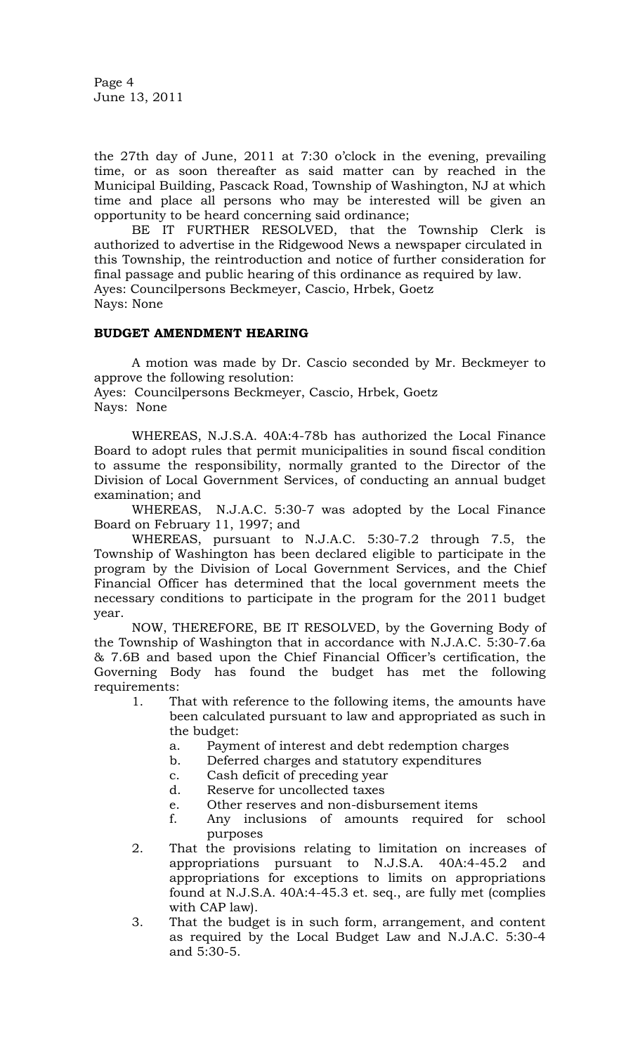the 27th day of June, 2011 at 7:30 o'clock in the evening, prevailing time, or as soon thereafter as said matter can by reached in the Municipal Building, Pascack Road, Township of Washington, NJ at which time and place all persons who may be interested will be given an opportunity to be heard concerning said ordinance;

BE IT FURTHER RESOLVED, that the Township Clerk is authorized to advertise in the Ridgewood News a newspaper circulated in this Township, the reintroduction and notice of further consideration for final passage and public hearing of this ordinance as required by law.
Ayes: Councilpersons Beckmeyer, Cascio, Hrbek, Goetz
Nays: None

**BUDGET AMENDMENT HEARING**

A motion was made by Dr. Cascio seconded by Mr. Beckmeyer to approve the following resolution:
Ayes: Councilpersons Beckmeyer, Cascio, Hrbek, Goetz
Nays: None

WHEREAS, N.J.S.A. 40A:4-78b has authorized the Local Finance Board to adopt rules that permit municipalities in sound fiscal condition to assume the responsibility, normally granted to the Director of the Division of Local Government Services, of conducting an annual budget examination; and

WHEREAS, N.J.A.C. 5:30-7 was adopted by the Local Finance Board on February 11, 1997; and

WHEREAS, pursuant to N.J.A.C. 5:30-7.2 through 7.5, the Township of Washington has been declared eligible to participate in the program by the Division of Local Government Services, and the Chief Financial Officer has determined that the local government meets the necessary conditions to participate in the program for the 2011 budget year.

NOW, THEREFORE, BE IT RESOLVED, by the Governing Body of the Township of Washington that in accordance with N.J.A.C. 5:30-7.6a & 7.6B and based upon the Chief Financial Officer's certification, the Governing Body has found the budget has met the following requirements:

1. That with reference to the following items, the amounts have been calculated pursuant to law and appropriated as such in the budget:
   a. Payment of interest and debt redemption charges
   b. Deferred charges and statutory expenditures
   c. Cash deficit of preceding year
   d. Reserve for uncollected taxes
   e. Other reserves and non-disbursement items
   f. Any inclusions of amounts required for school purposes
2. That the provisions relating to limitation on increases of appropriations pursuant to N.J.S.A. 40A:4-45.2 and appropriations for exceptions to limits on appropriations found at N.J.S.A. 40A:4-45.3 et. seq., are fully met (complies with CAP law).
3. That the budget is in such form, arrangement, and content as required by the Local Budget Law and N.J.A.C. 5:30-4 and 5:30-5.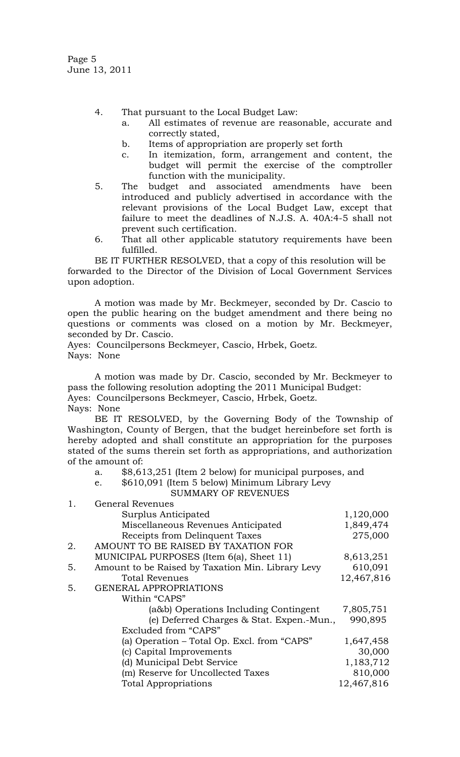4. That pursuant to the Local Budget Law:
   a. All estimates of revenue are reasonable, accurate and correctly stated,
   b. Items of appropriation are properly set forth
   c. In itemization, form, arrangement and content, the budget will permit the exercise of the comptroller function with the municipality.
5. The budget and associated amendments have been introduced and publicly advertised in accordance with the relevant provisions of the Local Budget Law, except that failure to meet the deadlines of N.J.S. A. 40A:4-5 shall not prevent such certification.
6. That all other applicable statutory requirements have been fulfilled.

BE IT FURTHER RESOLVED, that a copy of this resolution will be forwarded to the Director of the Division of Local Government Services upon adoption.

A motion was made by Mr. Beckmeyer, seconded by Dr. Cascio to open the public hearing on the budget amendment and there being no questions or comments was closed on a motion by Mr. Beckmeyer, seconded by Dr. Cascio.
Ayes: Councilpersons Beckmeyer, Cascio, Hrbek, Goetz.
Nays: None

A motion was made by Dr. Cascio, seconded by Mr. Beckmeyer to pass the following resolution adopting the 2011 Municipal Budget:
Ayes: Councilpersons Beckmeyer, Cascio, Hrbek, Goetz.
Nays: None

BE IT RESOLVED, by the Governing Body of the Township of Washington, County of Bergen, that the budget hereinbefore set forth is hereby adopted and shall constitute an appropriation for the purposes stated of the sums therein set forth as appropriations, and authorization of the amount of:

a. $8,613,251 (Item 2 below) for municipal purposes, and
e. $610,091 (Item 5 below) Minimum Library Levy

SUMMARY OF REVENUES

| | | |
|---|---|---|
| 1. | General Revenues | |
| | Surplus Anticipated | 1,120,000 |
| | Miscellaneous Revenues Anticipated | 1,849,474 |
| | Receipts from Delinquent Taxes | 275,000 |
| 2. | AMOUNT TO BE RAISED BY TAXATION FOR MUNICIPAL PURPOSES (Item 6(a), Sheet 11) | 8,613,251 |
| 5. | Amount to be Raised by Taxation Min. Library Levy | 610,091 |
| | Total Revenues | 12,467,816 |
| 5. | GENERAL APPROPRIATIONS | |
| | Within "CAPS" | |
| | (a&b) Operations Including Contingent | 7,805,751 |
| | (e) Deferred Charges & Stat. Expen.-Mun., | 990,895 |
| | Excluded from "CAPS" | |
| | (a) Operation – Total Op. Excl. from "CAPS" | 1,647,458 |
| | (c) Capital Improvements | 30,000 |
| | (d) Municipal Debt Service | 1,183,712 |
| | (m) Reserve for Uncollected Taxes | 810,000 |
| | Total Appropriations | 12,467,816 |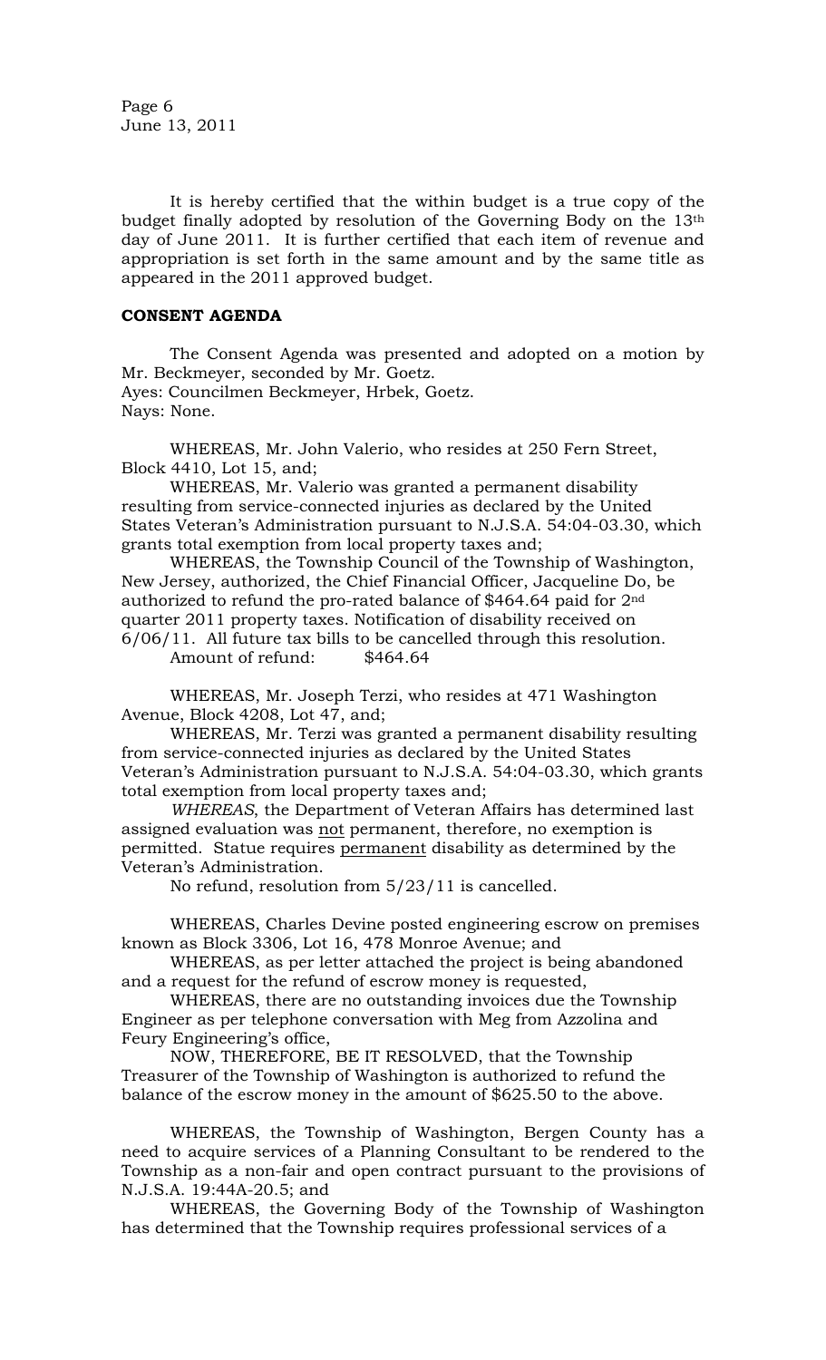It is hereby certified that the within budget is a true copy of the budget finally adopted by resolution of the Governing Body on the 13th day of June 2011. It is further certified that each item of revenue and appropriation is set forth in the same amount and by the same title as appeared in the 2011 approved budget.

**CONSENT AGENDA**

The Consent Agenda was presented and adopted on a motion by Mr. Beckmeyer, seconded by Mr. Goetz.
Ayes: Councilmen Beckmeyer, Hrbek, Goetz.
Nays: None.

WHEREAS, Mr. John Valerio, who resides at 250 Fern Street, Block 4410, Lot 15, and;

WHEREAS, Mr. Valerio was granted a permanent disability resulting from service-connected injuries as declared by the United States Veteran's Administration pursuant to N.J.S.A. 54:04-03.30, which grants total exemption from local property taxes and;

WHEREAS, the Township Council of the Township of Washington, New Jersey, authorized, the Chief Financial Officer, Jacqueline Do, be authorized to refund the pro-rated balance of $464.64 paid for 2nd quarter 2011 property taxes. Notification of disability received on 6/06/11. All future tax bills to be cancelled through this resolution.

Amount of refund: $464.64

WHEREAS, Mr. Joseph Terzi, who resides at 471 Washington Avenue, Block 4208, Lot 47, and;

WHEREAS, Mr. Terzi was granted a permanent disability resulting from service-connected injuries as declared by the United States Veteran's Administration pursuant to N.J.S.A. 54:04-03.30, which grants total exemption from local property taxes and;

*WHEREAS*, the Department of Veteran Affairs has determined last assigned evaluation was not permanent, therefore, no exemption is permitted. Statue requires permanent disability as determined by the Veteran's Administration.

No refund, resolution from 5/23/11 is cancelled.

WHEREAS, Charles Devine posted engineering escrow on premises known as Block 3306, Lot 16, 478 Monroe Avenue; and

WHEREAS, as per letter attached the project is being abandoned and a request for the refund of escrow money is requested,

WHEREAS, there are no outstanding invoices due the Township Engineer as per telephone conversation with Meg from Azzolina and Feury Engineering's office,

NOW, THEREFORE, BE IT RESOLVED, that the Township Treasurer of the Township of Washington is authorized to refund the balance of the escrow money in the amount of $625.50 to the above.

WHEREAS, the Township of Washington, Bergen County has a need to acquire services of a Planning Consultant to be rendered to the Township as a non-fair and open contract pursuant to the provisions of N.J.S.A. 19:44A-20.5; and

WHEREAS, the Governing Body of the Township of Washington has determined that the Township requires professional services of a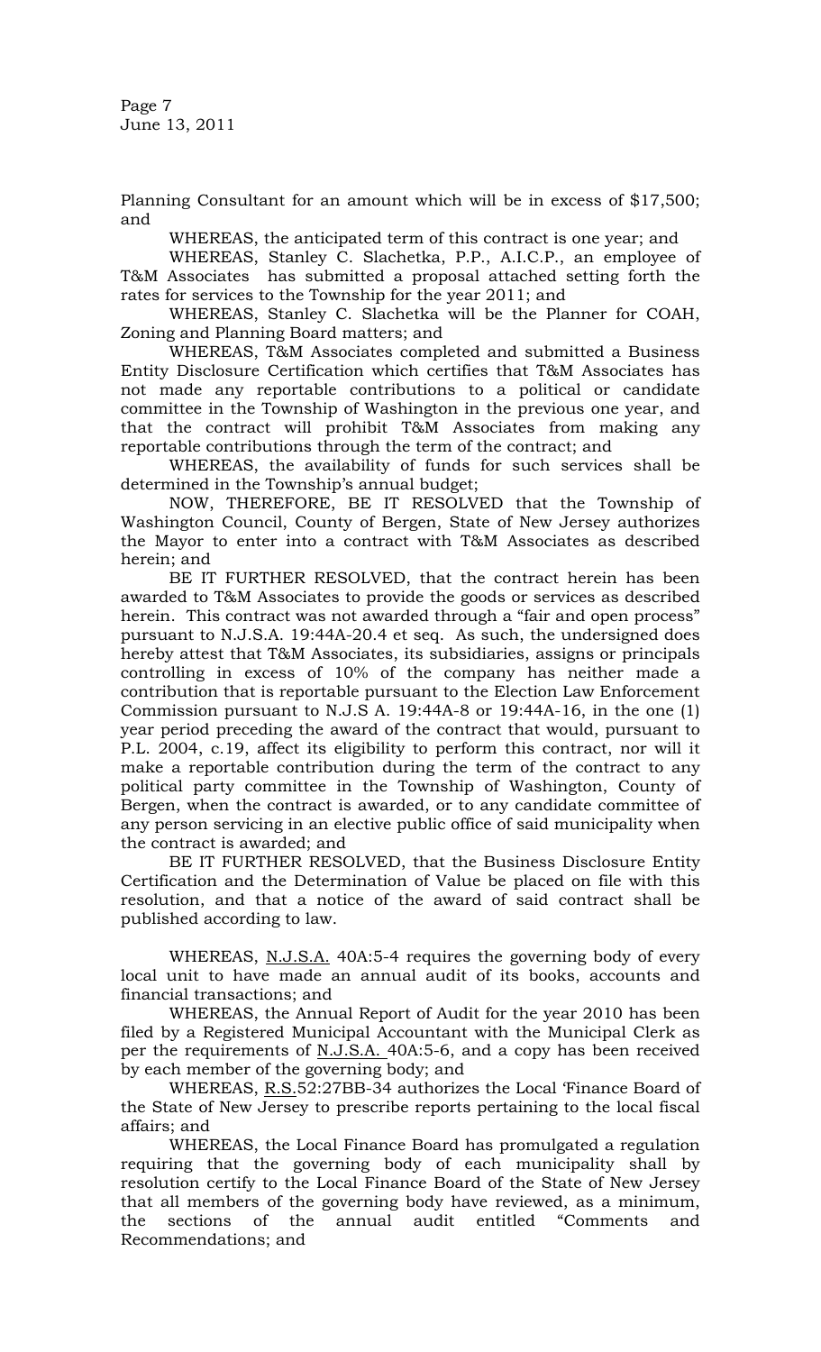Planning Consultant for an amount which will be in excess of $17,500; and

WHEREAS, the anticipated term of this contract is one year; and

WHEREAS, Stanley C. Slachetka, P.P., A.I.C.P., an employee of T&M Associates has submitted a proposal attached setting forth the rates for services to the Township for the year 2011; and

WHEREAS, Stanley C. Slachetka will be the Planner for COAH, Zoning and Planning Board matters; and

WHEREAS, T&M Associates completed and submitted a Business Entity Disclosure Certification which certifies that T&M Associates has not made any reportable contributions to a political or candidate committee in the Township of Washington in the previous one year, and that the contract will prohibit T&M Associates from making any reportable contributions through the term of the contract; and

WHEREAS, the availability of funds for such services shall be determined in the Township's annual budget;

NOW, THEREFORE, BE IT RESOLVED that the Township of Washington Council, County of Bergen, State of New Jersey authorizes the Mayor to enter into a contract with T&M Associates as described herein; and

BE IT FURTHER RESOLVED, that the contract herein has been awarded to T&M Associates to provide the goods or services as described herein. This contract was not awarded through a "fair and open process" pursuant to N.J.S.A. 19:44A-20.4 et seq. As such, the undersigned does hereby attest that T&M Associates, its subsidiaries, assigns or principals controlling in excess of 10% of the company has neither made a contribution that is reportable pursuant to the Election Law Enforcement Commission pursuant to N.J.S A. 19:44A-8 or 19:44A-16, in the one (1) year period preceding the award of the contract that would, pursuant to P.L. 2004, c.19, affect its eligibility to perform this contract, nor will it make a reportable contribution during the term of the contract to any political party committee in the Township of Washington, County of Bergen, when the contract is awarded, or to any candidate committee of any person servicing in an elective public office of said municipality when the contract is awarded; and

BE IT FURTHER RESOLVED, that the Business Disclosure Entity Certification and the Determination of Value be placed on file with this resolution, and that a notice of the award of said contract shall be published according to law.

WHEREAS, N.J.S.A. 40A:5-4 requires the governing body of every local unit to have made an annual audit of its books, accounts and financial transactions; and

WHEREAS, the Annual Report of Audit for the year 2010 has been filed by a Registered Municipal Accountant with the Municipal Clerk as per the requirements of N.J.S.A. 40A:5-6, and a copy has been received by each member of the governing body; and

WHEREAS, R.S.52:27BB-34 authorizes the Local 'Finance Board of the State of New Jersey to prescribe reports pertaining to the local fiscal affairs; and

WHEREAS, the Local Finance Board has promulgated a regulation requiring that the governing body of each municipality shall by resolution certify to the Local Finance Board of the State of New Jersey that all members of the governing body have reviewed, as a minimum, the sections of the annual audit entitled "Comments and Recommendations; and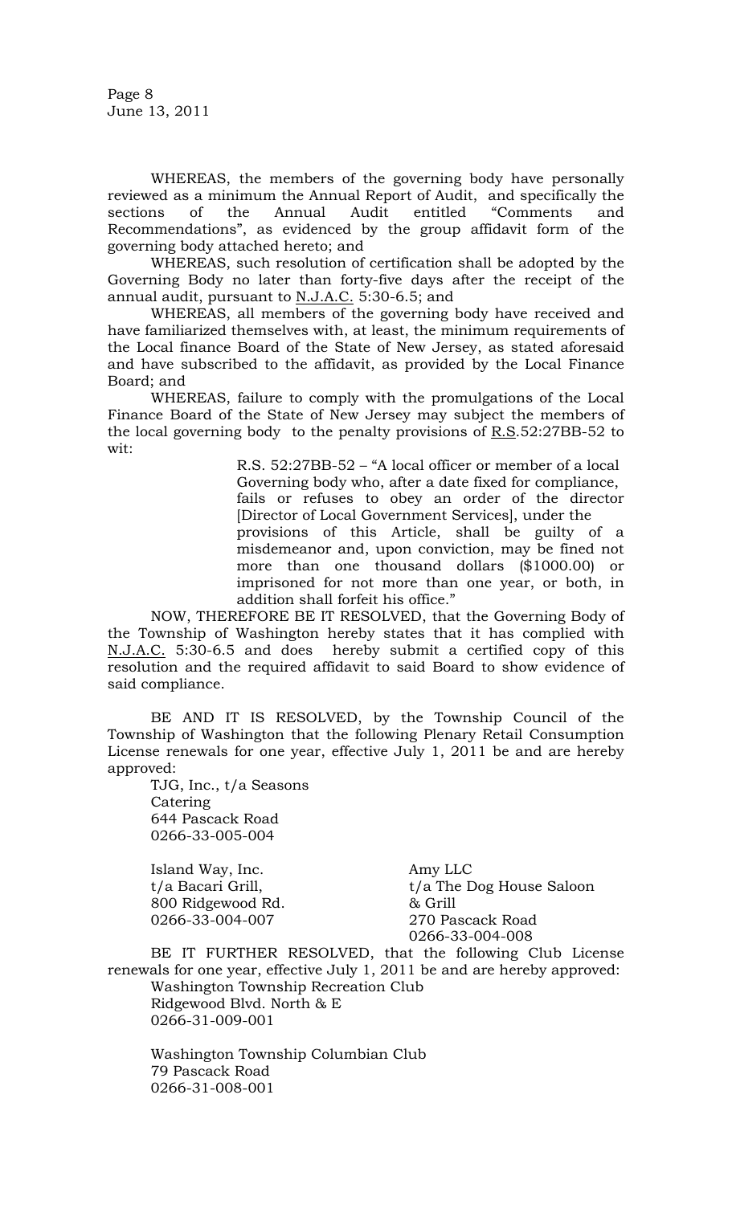WHEREAS, the members of the governing body have personally reviewed as a minimum the Annual Report of Audit, and specifically the sections of the Annual Audit entitled "Comments and Recommendations", as evidenced by the group affidavit form of the governing body attached hereto; and

WHEREAS, such resolution of certification shall be adopted by the Governing Body no later than forty-five days after the receipt of the annual audit, pursuant to N.J.A.C. 5:30-6.5; and

WHEREAS, all members of the governing body have received and have familiarized themselves with, at least, the minimum requirements of the Local finance Board of the State of New Jersey, as stated aforesaid and have subscribed to the affidavit, as provided by the Local Finance Board; and

WHEREAS, failure to comply with the promulgations of the Local Finance Board of the State of New Jersey may subject the members of the local governing body to the penalty provisions of R.S.52:27BB-52 to wit:

> R.S. 52:27BB-52 – "A local officer or member of a local Governing body who, after a date fixed for compliance, fails or refuses to obey an order of the director [Director of Local Government Services], under the provisions of this Article, shall be guilty of a misdemeanor and, upon conviction, may be fined not more than one thousand dollars ($1000.00) or imprisoned for not more than one year, or both, in addition shall forfeit his office."

NOW, THEREFORE BE IT RESOLVED, that the Governing Body of the Township of Washington hereby states that it has complied with N.J.A.C. 5:30-6.5 and does hereby submit a certified copy of this resolution and the required affidavit to said Board to show evidence of said compliance.

BE AND IT IS RESOLVED, by the Township Council of the Township of Washington that the following Plenary Retail Consumption License renewals for one year, effective July 1, 2011 be and are hereby approved:

TJG, Inc., t/a Seasons Catering
644 Pascack Road
0266-33-005-004

Island Way, Inc.
t/a Bacari Grill,
800 Ridgewood Rd.
0266-33-004-007

Amy LLC
t/a The Dog House Saloon & Grill
270 Pascack Road
0266-33-004-008

BE IT FURTHER RESOLVED, that the following Club License renewals for one year, effective July 1, 2011 be and are hereby approved:

Washington Township Recreation Club
Ridgewood Blvd. North & E
0266-31-009-001

Washington Township Columbian Club
79 Pascack Road
0266-31-008-001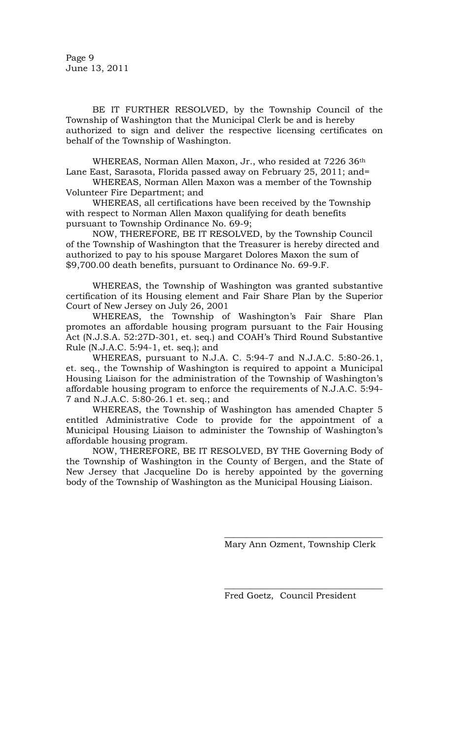BE IT FURTHER RESOLVED, by the Township Council of the Township of Washington that the Municipal Clerk be and is hereby authorized to sign and deliver the respective licensing certificates on behalf of the Township of Washington.

WHEREAS, Norman Allen Maxon, Jr., who resided at 7226 36th Lane East, Sarasota, Florida passed away on February 25, 2011; and=

WHEREAS, Norman Allen Maxon was a member of the Township Volunteer Fire Department; and

WHEREAS, all certifications have been received by the Township with respect to Norman Allen Maxon qualifying for death benefits pursuant to Township Ordinance No. 69-9;

NOW, THEREFORE, BE IT RESOLVED, by the Township Council of the Township of Washington that the Treasurer is hereby directed and authorized to pay to his spouse Margaret Dolores Maxon the sum of $9,700.00 death benefits, pursuant to Ordinance No. 69-9.F.

WHEREAS, the Township of Washington was granted substantive certification of its Housing element and Fair Share Plan by the Superior Court of New Jersey on July 26, 2001

WHEREAS, the Township of Washington's Fair Share Plan promotes an affordable housing program pursuant to the Fair Housing Act (N.J.S.A. 52:27D-301, et. seq.) and COAH's Third Round Substantive Rule (N.J.A.C. 5:94-1, et. seq.); and

WHEREAS, pursuant to N.J.A. C. 5:94-7 and N.J.A.C. 5:80-26.1, et. seq., the Township of Washington is required to appoint a Municipal Housing Liaison for the administration of the Township of Washington's affordable housing program to enforce the requirements of N.J.A.C. 5:94-7 and N.J.A.C. 5:80-26.1 et. seq.; and

WHEREAS, the Township of Washington has amended Chapter 5 entitled Administrative Code to provide for the appointment of a Municipal Housing Liaison to administer the Township of Washington's affordable housing program.

NOW, THEREFORE, BE IT RESOLVED, BY THE Governing Body of the Township of Washington in the County of Bergen, and the State of New Jersey that Jacqueline Do is hereby appointed by the governing body of the Township of Washington as the Municipal Housing Liaison.

\_\_\_\_\_\_\_\_\_\_\_\_\_\_\_\_\_\_\_\_\_\_\_\_\_\_\_\_\_\_\_\_\_\_

Mary Ann Ozment, Township Clerk

\_\_\_\_\_\_\_\_\_\_\_\_\_\_\_\_\_\_\_\_\_\_\_\_\_\_\_\_\_\_\_\_\_\_

Fred Goetz, Council President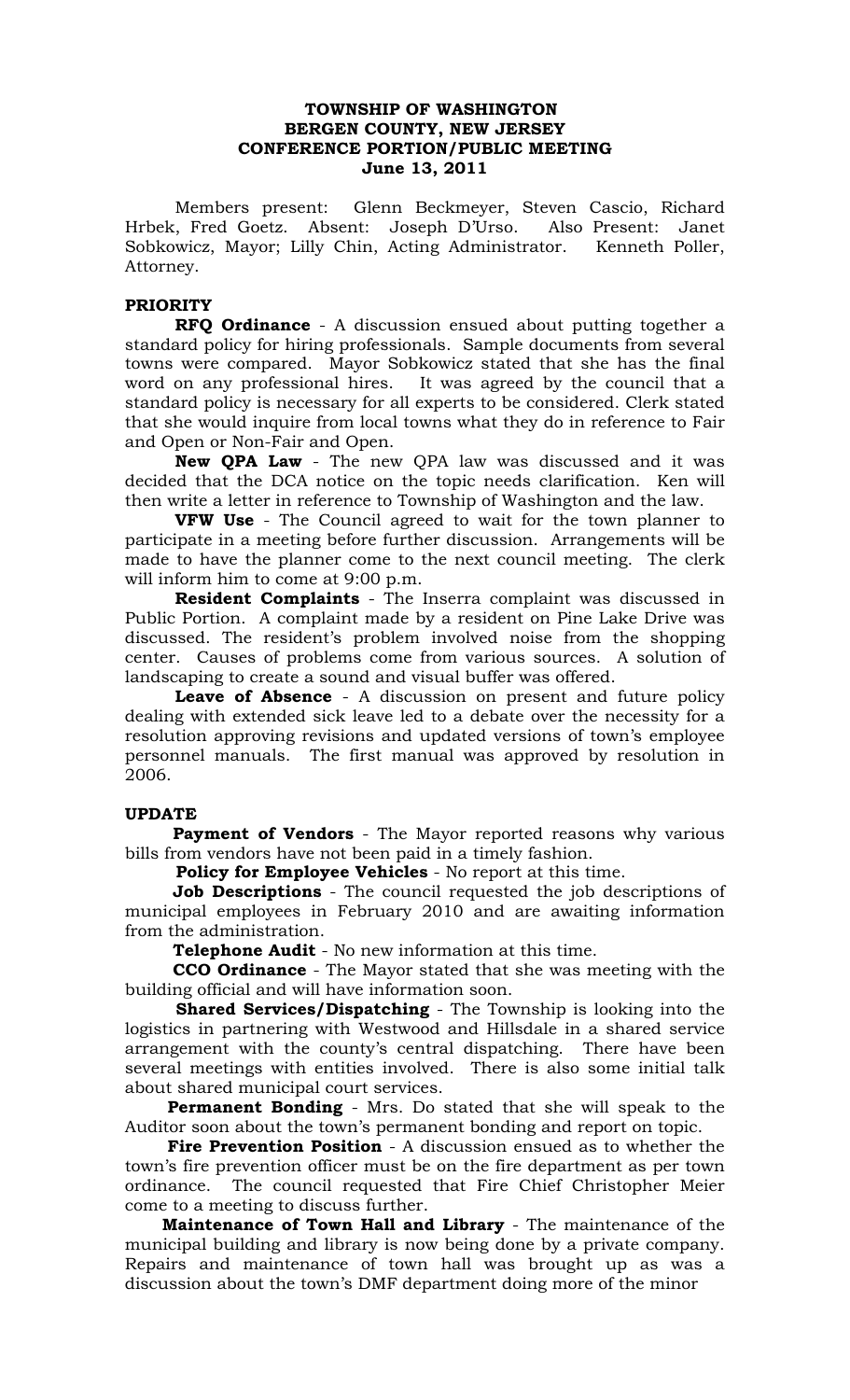**TOWNSHIP OF WASHINGTON**
**BERGEN COUNTY, NEW JERSEY**
**CONFERENCE PORTION/PUBLIC MEETING**
**June 13, 2011**

Members present: Glenn Beckmeyer, Steven Cascio, Richard Hrbek, Fred Goetz. Absent: Joseph D'Urso. Also Present: Janet Sobkowicz, Mayor; Lilly Chin, Acting Administrator. Kenneth Poller, Attorney.

**PRIORITY**

**RFQ Ordinance** - A discussion ensued about putting together a standard policy for hiring professionals. Sample documents from several towns were compared. Mayor Sobkowicz stated that she has the final word on any professional hires. It was agreed by the council that a standard policy is necessary for all experts to be considered. Clerk stated that she would inquire from local towns what they do in reference to Fair and Open or Non-Fair and Open.

**New QPA Law** - The new QPA law was discussed and it was decided that the DCA notice on the topic needs clarification. Ken will then write a letter in reference to Township of Washington and the law.

**VFW Use** - The Council agreed to wait for the town planner to participate in a meeting before further discussion. Arrangements will be made to have the planner come to the next council meeting. The clerk will inform him to come at 9:00 p.m.

**Resident Complaints** - The Inserra complaint was discussed in Public Portion. A complaint made by a resident on Pine Lake Drive was discussed. The resident's problem involved noise from the shopping center. Causes of problems come from various sources. A solution of landscaping to create a sound and visual buffer was offered.

**Leave of Absence** - A discussion on present and future policy dealing with extended sick leave led to a debate over the necessity for a resolution approving revisions and updated versions of town's employee personnel manuals. The first manual was approved by resolution in 2006.

**UPDATE**

**Payment of Vendors** - The Mayor reported reasons why various bills from vendors have not been paid in a timely fashion.

**Policy for Employee Vehicles** - No report at this time.

**Job Descriptions** - The council requested the job descriptions of municipal employees in February 2010 and are awaiting information from the administration.

**Telephone Audit** - No new information at this time.

**CCO Ordinance** - The Mayor stated that she was meeting with the building official and will have information soon.

**Shared Services/Dispatching** - The Township is looking into the logistics in partnering with Westwood and Hillsdale in a shared service arrangement with the county's central dispatching. There have been several meetings with entities involved. There is also some initial talk about shared municipal court services.

**Permanent Bonding** - Mrs. Do stated that she will speak to the Auditor soon about the town's permanent bonding and report on topic.

**Fire Prevention Position** - A discussion ensued as to whether the town's fire prevention officer must be on the fire department as per town ordinance. The council requested that Fire Chief Christopher Meier come to a meeting to discuss further.

**Maintenance of Town Hall and Library** - The maintenance of the municipal building and library is now being done by a private company. Repairs and maintenance of town hall was brought up as was a discussion about the town's DMF department doing more of the minor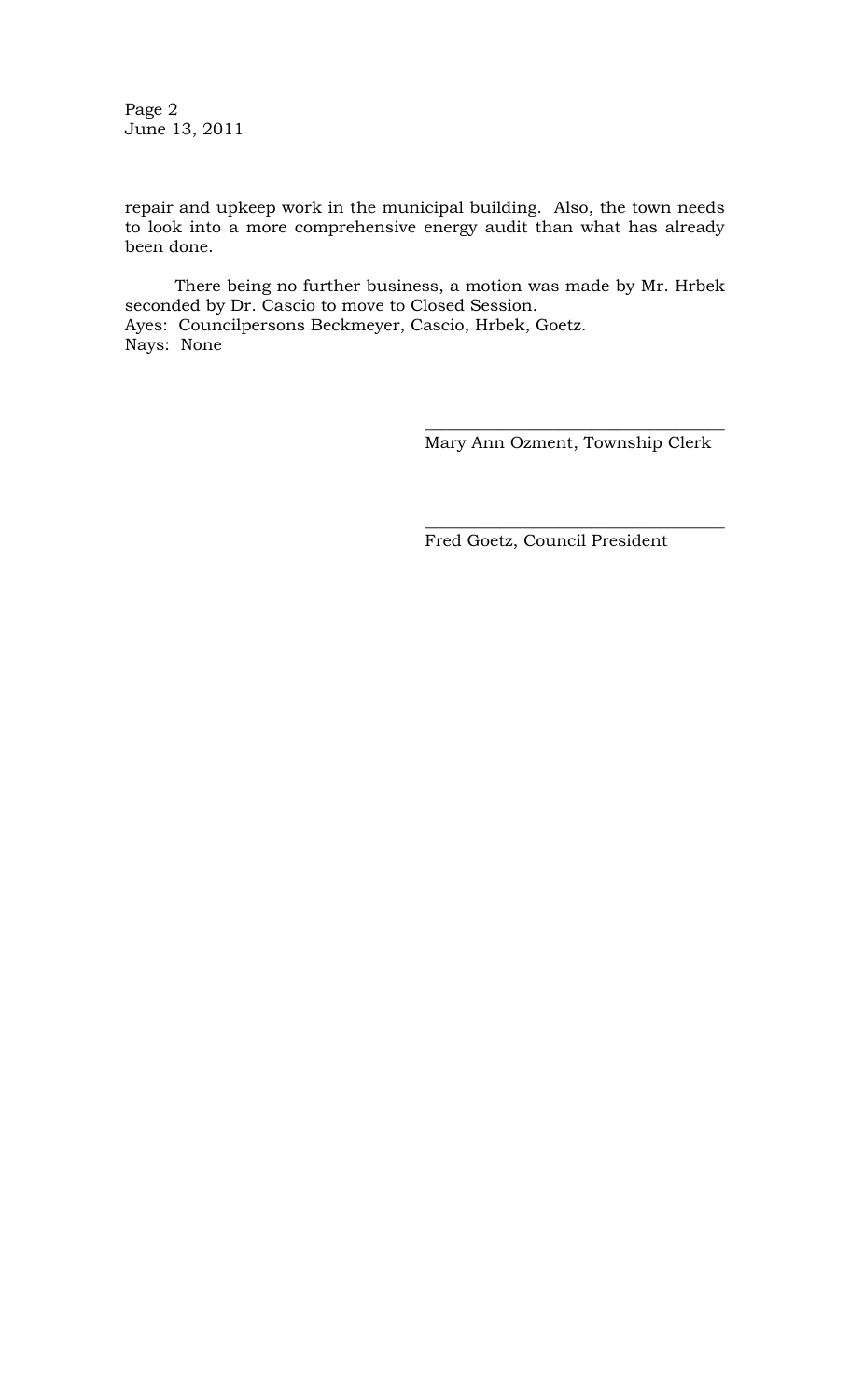repair and upkeep work in the municipal building. Also, the town needs to look into a more comprehensive energy audit than what has already been done.

There being no further business, a motion was made by Mr. Hrbek seconded by Dr. Cascio to move to Closed Session.
Ayes: Councilpersons Beckmeyer, Cascio, Hrbek, Goetz.
Nays: None

\_\_\_\_\_\_\_\_\_\_\_\_\_\_\_\_\_\_\_\_\_\_\_\_\_\_\_\_\_\_\_\_\_\_
Mary Ann Ozment, Township Clerk

\_\_\_\_\_\_\_\_\_\_\_\_\_\_\_\_\_\_\_\_\_\_\_\_\_\_\_\_\_\_\_\_\_\_
Fred Goetz, Council President